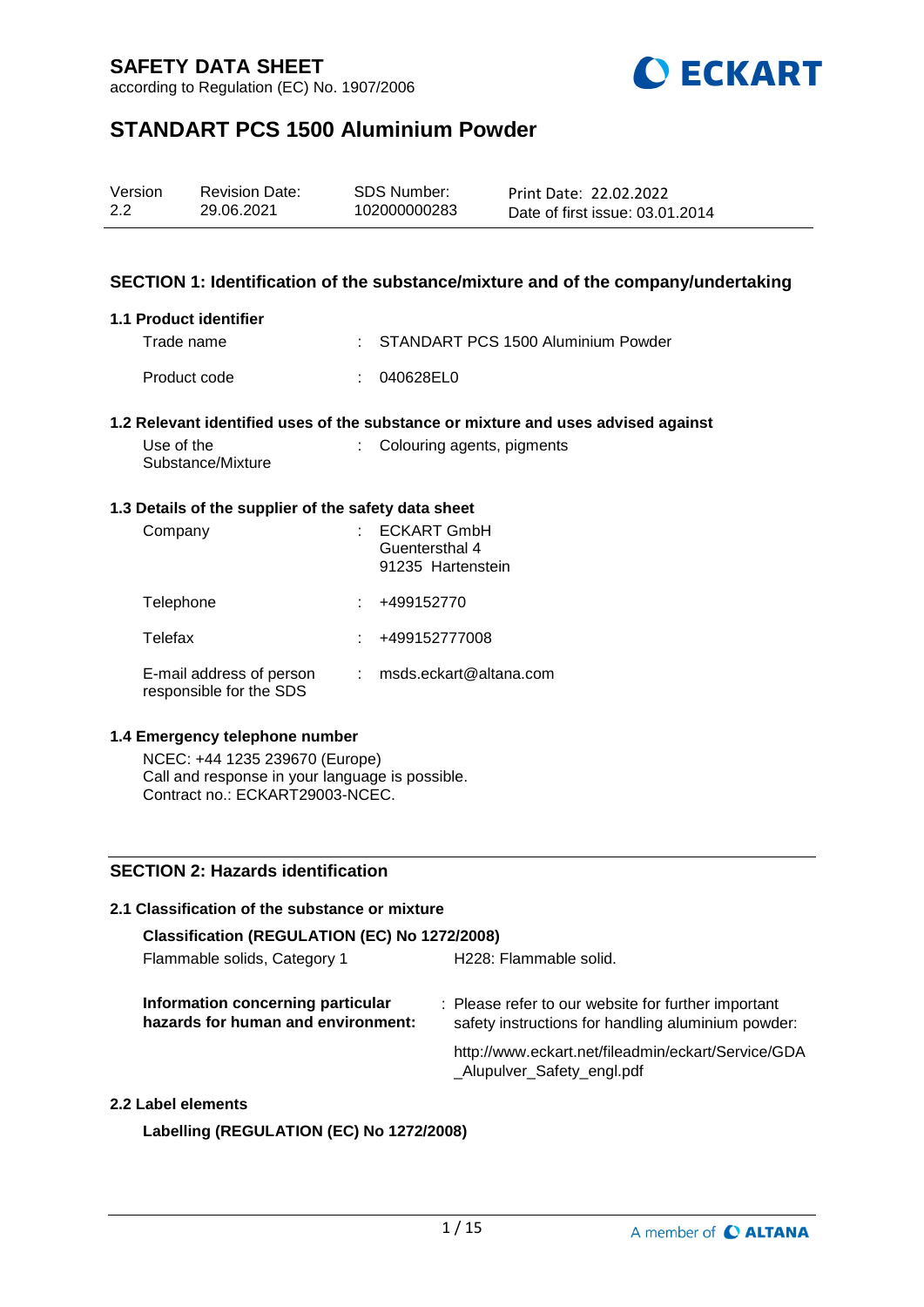# SAFETY DATA SHEET

according to Regulation (EC) No. 1907/2006

# STANDART PCS 1500 Aluminium Powder

| Version | Revision Date: | SDS Number: | Print Date: 22.02.2022 |
|---|---|---|---|
| 2.2 | 29.06.2021 | 102000000283 | Date of first issue: 03.01.2014 |

## SECTION 1: Identification of the substance/mixture and of the company/undertaking

### 1.1 Product identifier

Trade name : STANDART PCS 1500 Aluminium Powder

Product code : 040628EL0

### 1.2 Relevant identified uses of the substance or mixture and uses advised against

Use of the Substance/Mixture : Colouring agents, pigments

### 1.3 Details of the supplier of the safety data sheet

Company : ECKART GmbH
Guentersthal 4
91235 Hartenstein

Telephone : +499152770

Telefax : +499152777008

E-mail address of person responsible for the SDS : msds.eckart@altana.com

### 1.4 Emergency telephone number

NCEC: +44 1235 239670 (Europe)
Call and response in your language is possible.
Contract no.: ECKART29003-NCEC.

## SECTION 2: Hazards identification

### 2.1 Classification of the substance or mixture

**Classification (REGULATION (EC) No 1272/2008)**

Flammable solids, Category 1 — H228: Flammable solid.

**Information concerning particular hazards for human and environment:** : Please refer to our website for further important safety instructions for handling aluminium powder:

http://www.eckart.net/fileadmin/eckart/Service/GDA_Alupulver_Safety_engl.pdf

### 2.2 Label elements

**Labelling (REGULATION (EC) No 1272/2008)**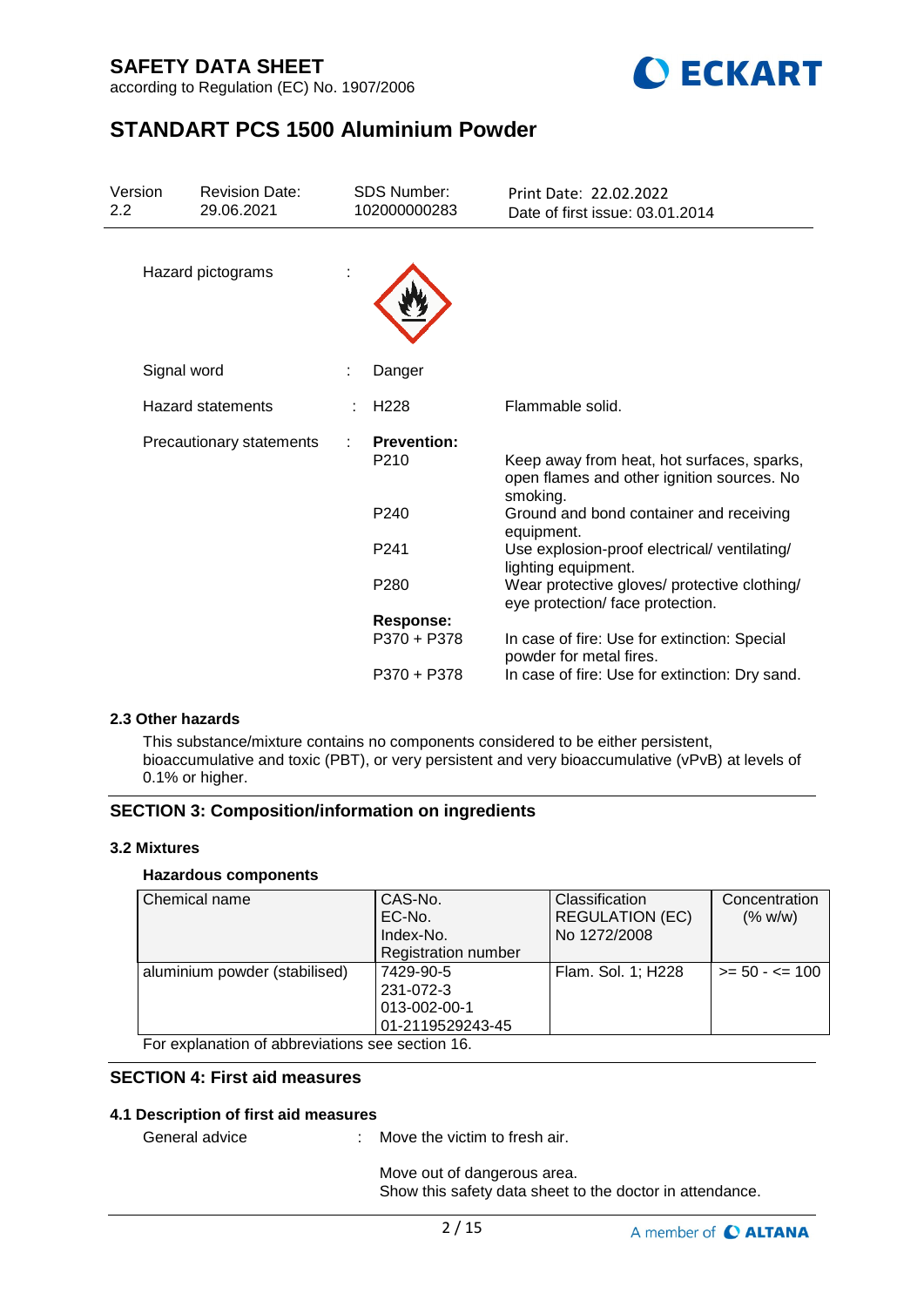Hazard pictograms :

Signal word : Danger

Hazard statements : H228 Flammable solid.

Precautionary statements :

**Prevention:**

| | |
|---|---|
| P210 | Keep away from heat, hot surfaces, sparks, open flames and other ignition sources. No smoking. |
| P240 | Ground and bond container and receiving equipment. |
| P241 | Use explosion-proof electrical/ ventilating/ lighting equipment. |
| P280 | Wear protective gloves/ protective clothing/ eye protection/ face protection. |

**Response:**

| | |
|---|---|
| P370 + P378 | In case of fire: Use for extinction: Special powder for metal fires. |
| P370 + P378 | In case of fire: Use for extinction: Dry sand. |

### 2.3 Other hazards

This substance/mixture contains no components considered to be either persistent, bioaccumulative and toxic (PBT), or very persistent and very bioaccumulative (vPvB) at levels of 0.1% or higher.

## SECTION 3: Composition/information on ingredients

### 3.2 Mixtures

#### Hazardous components

| Chemical name | CAS-No.<br>EC-No.<br>Index-No.<br>Registration number | Classification REGULATION (EC) No 1272/2008 | Concentration (% w/w) |
|---|---|---|---|
| aluminium powder (stabilised) | 7429-90-5<br>231-072-3<br>013-002-00-1<br>01-2119529243-45 | Flam. Sol. 1; H228 | >= 50 - <= 100 |

For explanation of abbreviations see section 16.

## SECTION 4: First aid measures

### 4.1 Description of first aid measures

General advice : Move the victim to fresh air.

Move out of dangerous area.
Show this safety data sheet to the doctor in attendance.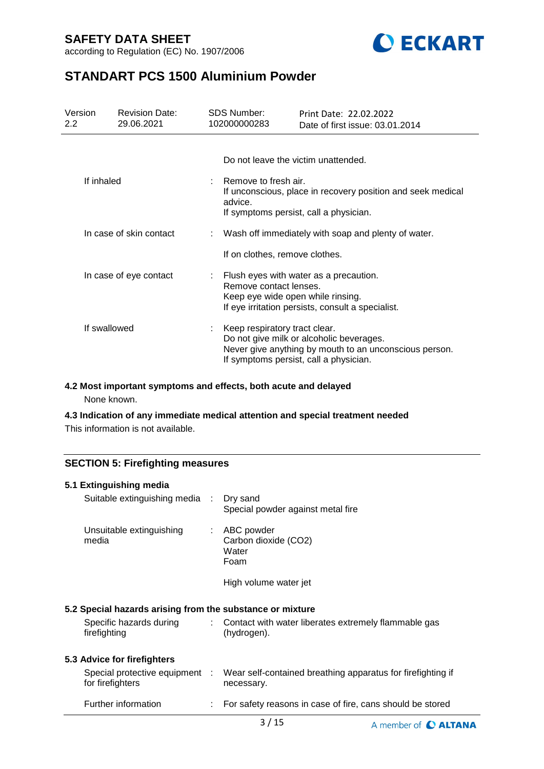Do not leave the victim unattended.

| | | |
|---|---|---|
| If inhaled | : | Remove to fresh air.<br>If unconscious, place in recovery position and seek medical advice.<br>If symptoms persist, call a physician. |
| In case of skin contact | : | Wash off immediately with soap and plenty of water.<br><br>If on clothes, remove clothes. |
| In case of eye contact | : | Flush eyes with water as a precaution.<br>Remove contact lenses.<br>Keep eye wide open while rinsing.<br>If eye irritation persists, consult a specialist. |
| If swallowed | : | Keep respiratory tract clear.<br>Do not give milk or alcoholic beverages.<br>Never give anything by mouth to an unconscious person.<br>If symptoms persist, call a physician. |

### 4.2 Most important symptoms and effects, both acute and delayed

None known.

### 4.3 Indication of any immediate medical attention and special treatment needed

This information is not available.

## SECTION 5: Firefighting measures

### 5.1 Extinguishing media

| | | |
|---|---|---|
| Suitable extinguishing media | : | Dry sand<br>Special powder against metal fire |
| Unsuitable extinguishing media | : | ABC powder<br>Carbon dioxide ($CO_2$)<br>Water<br>Foam<br><br>High volume water jet |

### 5.2 Special hazards arising from the substance or mixture

| | | |
|---|---|---|
| Specific hazards during firefighting | : | Contact with water liberates extremely flammable gas (hydrogen). |

### 5.3 Advice for firefighters

| | | |
|---|---|---|
| Special protective equipment for firefighters | : | Wear self-contained breathing apparatus for firefighting if necessary. |
| Further information | : | For safety reasons in case of fire, cans should be stored |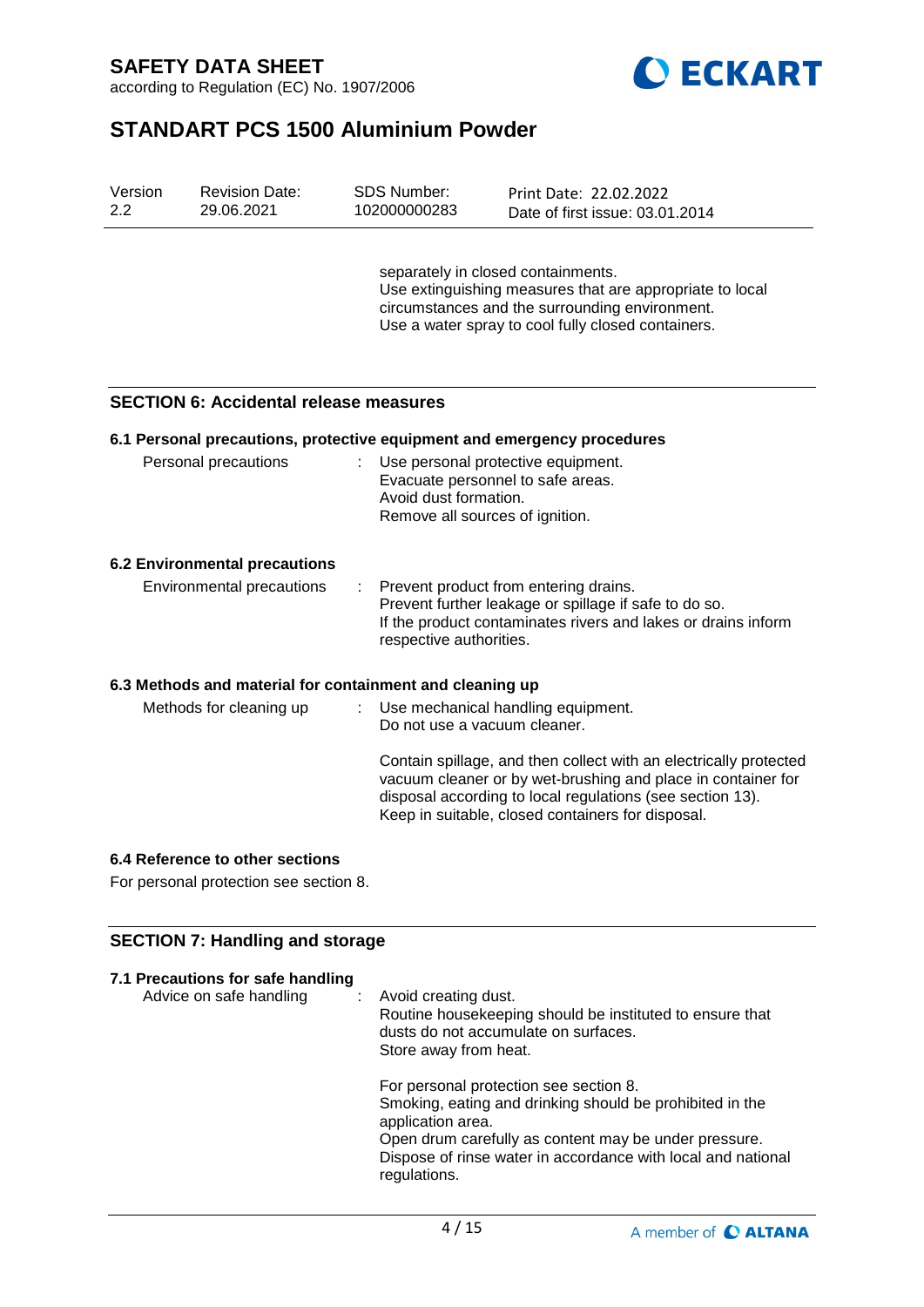separately in closed containments.
Use extinguishing measures that are appropriate to local circumstances and the surrounding environment.
Use a water spray to cool fully closed containers.

## SECTION 6: Accidental release measures

### 6.1 Personal precautions, protective equipment and emergency procedures

Personal precautions : Use personal protective equipment.
Evacuate personnel to safe areas.
Avoid dust formation.
Remove all sources of ignition.

### 6.2 Environmental precautions

Environmental precautions : Prevent product from entering drains.
Prevent further leakage or spillage if safe to do so.
If the product contaminates rivers and lakes or drains inform respective authorities.

### 6.3 Methods and material for containment and cleaning up

Methods for cleaning up : Use mechanical handling equipment.
Do not use a vacuum cleaner.

Contain spillage, and then collect with an electrically protected vacuum cleaner or by wet-brushing and place in container for disposal according to local regulations (see section 13).
Keep in suitable, closed containers for disposal.

### 6.4 Reference to other sections

For personal protection see section 8.

## SECTION 7: Handling and storage

### 7.1 Precautions for safe handling

Advice on safe handling : Avoid creating dust.
Routine housekeeping should be instituted to ensure that dusts do not accumulate on surfaces.
Store away from heat.

For personal protection see section 8.
Smoking, eating and drinking should be prohibited in the application area.
Open drum carefully as content may be under pressure.
Dispose of rinse water in accordance with local and national regulations.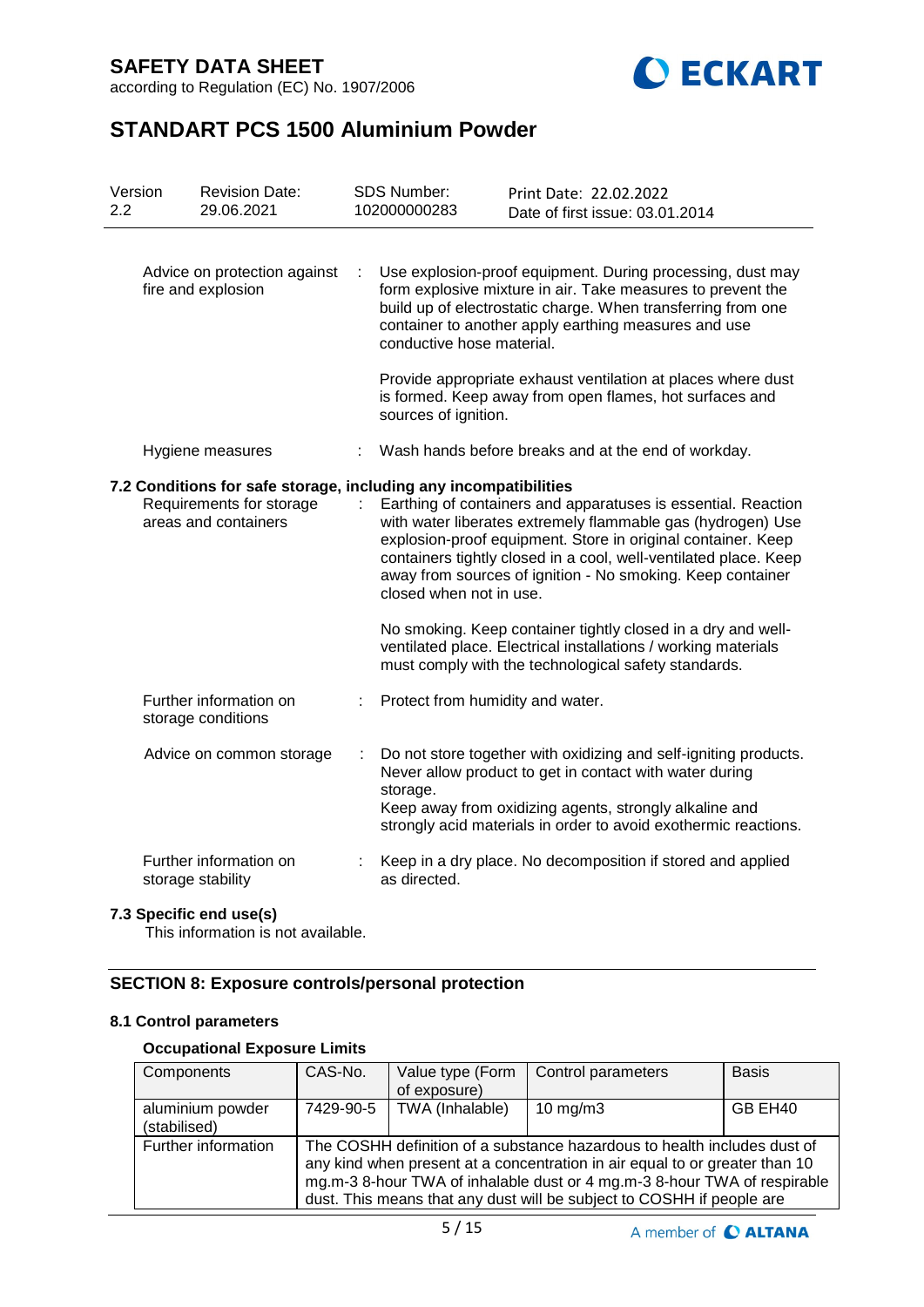| | | |
|---|---|---|
| Advice on protection against fire and explosion | : | Use explosion-proof equipment. During processing, dust may form explosive mixture in air. Take measures to prevent the build up of electrostatic charge. When transferring from one container to another apply earthing measures and use conductive hose material.<br><br>Provide appropriate exhaust ventilation at places where dust is formed. Keep away from open flames, hot surfaces and sources of ignition. |
| Hygiene measures | : | Wash hands before breaks and at the end of workday. |

**7.2 Conditions for safe storage, including any incompatibilities**

| | | |
|---|---|---|
| Requirements for storage areas and containers | : | Earthing of containers and apparatuses is essential. Reaction with water liberates extremely flammable gas (hydrogen) Use explosion-proof equipment. Store in original container. Keep containers tightly closed in a cool, well-ventilated place. Keep away from sources of ignition - No smoking. Keep container closed when not in use.<br><br>No smoking. Keep container tightly closed in a dry and well-ventilated place. Electrical installations / working materials must comply with the technological safety standards. |
| Further information on storage conditions | : | Protect from humidity and water. |
| Advice on common storage | : | Do not store together with oxidizing and self-igniting products. Never allow product to get in contact with water during storage.<br>Keep away from oxidizing agents, strongly alkaline and strongly acid materials in order to avoid exothermic reactions. |
| Further information on storage stability | : | Keep in a dry place. No decomposition if stored and applied as directed. |

**7.3 Specific end use(s)**

This information is not available.

## SECTION 8: Exposure controls/personal protection

**8.1 Control parameters**

**Occupational Exposure Limits**

| Components | CAS-No. | Value type (Form of exposure) | Control parameters | Basis |
|---|---|---|---|---|
| aluminium powder (stabilised) | 7429-90-5 | TWA (Inhalable) | 10 mg/m3 | GB EH40 |
| Further information | The COSHH definition of a substance hazardous to health includes dust of any kind when present at a concentration in air equal to or greater than 10 mg.m-3 8-hour TWA of inhalable dust or 4 mg.m-3 8-hour TWA of respirable dust. This means that any dust will be subject to COSHH if people are | | | |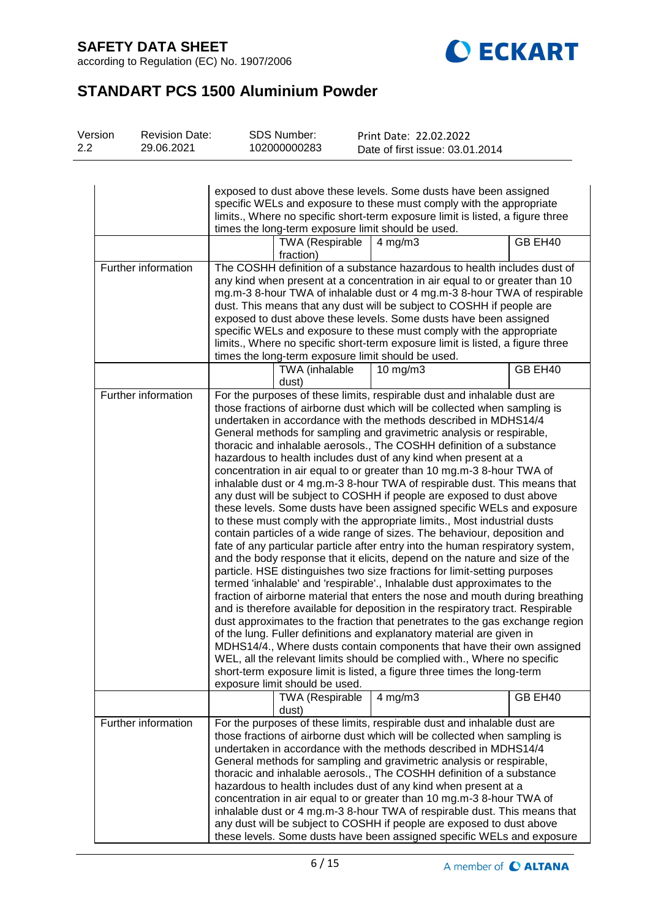| | | | | |
|---|---|---|---|---|
| | exposed to dust above these levels. Some dusts have been assigned specific WELs and exposure to these must comply with the appropriate limits., Where no specific short-term exposure limit is listed, a figure three times the long-term exposure limit should be used. | | | |
| | | TWA (Respirable fraction) | 4 mg/m3 | GB EH40 |
| Further information | The COSHH definition of a substance hazardous to health includes dust of any kind when present at a concentration in air equal to or greater than 10 mg.m-3 8-hour TWA of inhalable dust or 4 mg.m-3 8-hour TWA of respirable dust. This means that any dust will be subject to COSHH if people are exposed to dust above these levels. Some dusts have been assigned specific WELs and exposure to these must comply with the appropriate limits., Where no specific short-term exposure limit is listed, a figure three times the long-term exposure limit should be used. | | | |
| | | TWA (inhalable dust) | 10 mg/m3 | GB EH40 |
| Further information | For the purposes of these limits, respirable dust and inhalable dust are those fractions of airborne dust which will be collected when sampling is undertaken in accordance with the methods described in MDHS14/4 General methods for sampling and gravimetric analysis or respirable, thoracic and inhalable aerosols., The COSHH definition of a substance hazardous to health includes dust of any kind when present at a concentration in air equal to or greater than 10 mg.m-3 8-hour TWA of inhalable dust or 4 mg.m-3 8-hour TWA of respirable dust. This means that any dust will be subject to COSHH if people are exposed to dust above these levels. Some dusts have been assigned specific WELs and exposure to these must comply with the appropriate limits., Most industrial dusts contain particles of a wide range of sizes. The behaviour, deposition and fate of any particular particle after entry into the human respiratory system, and the body response that it elicits, depend on the nature and size of the particle. HSE distinguishes two size fractions for limit-setting purposes termed 'inhalable' and 'respirable'., Inhalable dust approximates to the fraction of airborne material that enters the nose and mouth during breathing and is therefore available for deposition in the respiratory tract. Respirable dust approximates to the fraction that penetrates to the gas exchange region of the lung. Fuller definitions and explanatory material are given in MDHS14/4., Where dusts contain components that have their own assigned WEL, all the relevant limits should be complied with., Where no specific short-term exposure limit is listed, a figure three times the long-term exposure limit should be used. | | | |
| | | TWA (Respirable dust) | 4 mg/m3 | GB EH40 |
| Further information | For the purposes of these limits, respirable dust and inhalable dust are those fractions of airborne dust which will be collected when sampling is undertaken in accordance with the methods described in MDHS14/4 General methods for sampling and gravimetric analysis or respirable, thoracic and inhalable aerosols., The COSHH definition of a substance hazardous to health includes dust of any kind when present at a concentration in air equal to or greater than 10 mg.m-3 8-hour TWA of inhalable dust or 4 mg.m-3 8-hour TWA of respirable dust. This means that any dust will be subject to COSHH if people are exposed to dust above these levels. Some dusts have been assigned specific WELs and exposure | | | |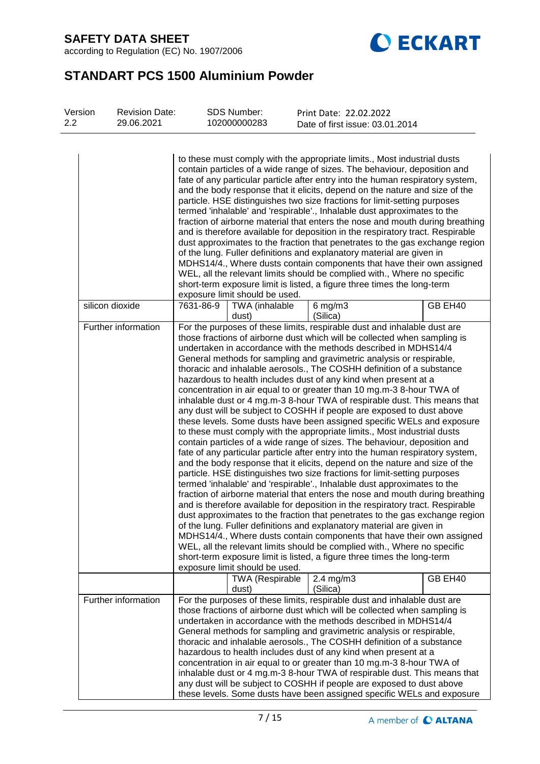| | | | | |
|---|---|---|---|---|
| | to these must comply with the appropriate limits., Most industrial dusts contain particles of a wide range of sizes. The behaviour, deposition and fate of any particular particle after entry into the human respiratory system, and the body response that it elicits, depend on the nature and size of the particle. HSE distinguishes two size fractions for limit-setting purposes termed 'inhalable' and 'respirable'., Inhalable dust approximates to the fraction of airborne material that enters the nose and mouth during breathing and is therefore available for deposition in the respiratory tract. Respirable dust approximates to the fraction that penetrates to the gas exchange region of the lung. Fuller definitions and explanatory material are given in MDHS14/4., Where dusts contain components that have their own assigned WEL, all the relevant limits should be complied with., Where no specific short-term exposure limit is listed, a figure three times the long-term exposure limit should be used. | | | |
| silicon dioxide | 7631-86-9 | TWA (inhalable dust) | 6 mg/m3 (Silica) | GB EH40 |
| Further information | For the purposes of these limits, respirable dust and inhalable dust are those fractions of airborne dust which will be collected when sampling is undertaken in accordance with the methods described in MDHS14/4 General methods for sampling and gravimetric analysis or respirable, thoracic and inhalable aerosols., The COSHH definition of a substance hazardous to health includes dust of any kind when present at a concentration in air equal to or greater than 10 mg.m-3 8-hour TWA of inhalable dust or 4 mg.m-3 8-hour TWA of respirable dust. This means that any dust will be subject to COSHH if people are exposed to dust above these levels. Some dusts have been assigned specific WELs and exposure to these must comply with the appropriate limits., Most industrial dusts contain particles of a wide range of sizes. The behaviour, deposition and fate of any particular particle after entry into the human respiratory system, and the body response that it elicits, depend on the nature and size of the particle. HSE distinguishes two size fractions for limit-setting purposes termed 'inhalable' and 'respirable'., Inhalable dust approximates to the fraction of airborne material that enters the nose and mouth during breathing and is therefore available for deposition in the respiratory tract. Respirable dust approximates to the fraction that penetrates to the gas exchange region of the lung. Fuller definitions and explanatory material are given in MDHS14/4., Where dusts contain components that have their own assigned WEL, all the relevant limits should be complied with., Where no specific short-term exposure limit is listed, a figure three times the long-term exposure limit should be used. | | | |
| | | TWA (Respirable dust) | 2.4 mg/m3 (Silica) | GB EH40 |
| Further information | For the purposes of these limits, respirable dust and inhalable dust are those fractions of airborne dust which will be collected when sampling is undertaken in accordance with the methods described in MDHS14/4 General methods for sampling and gravimetric analysis or respirable, thoracic and inhalable aerosols., The COSHH definition of a substance hazardous to health includes dust of any kind when present at a concentration in air equal to or greater than 10 mg.m-3 8-hour TWA of inhalable dust or 4 mg.m-3 8-hour TWA of respirable dust. This means that any dust will be subject to COSHH if people are exposed to dust above these levels. Some dusts have been assigned specific WELs and exposure | | | |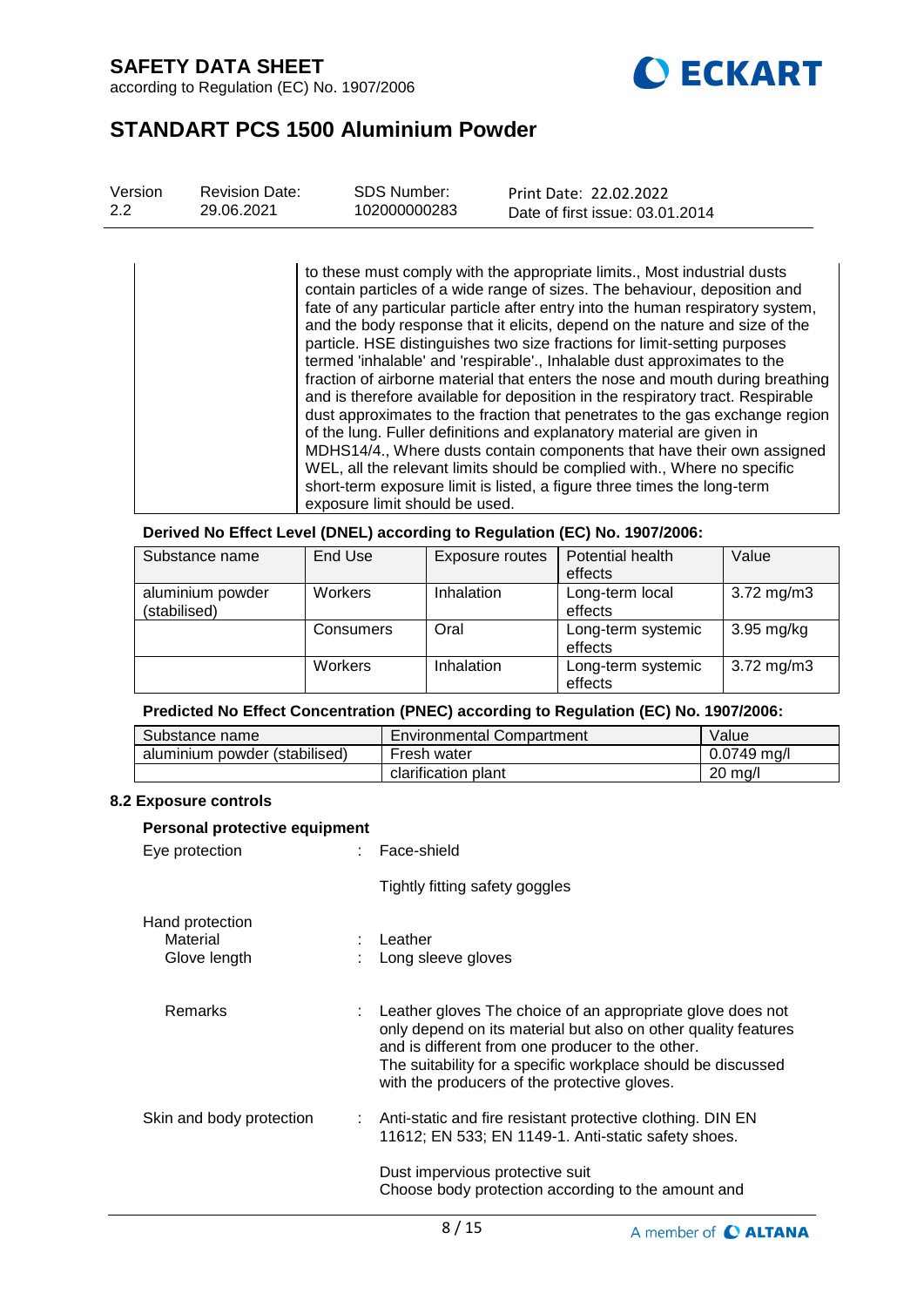| | to these must comply with the appropriate limits., Most industrial dusts contain particles of a wide range of sizes. The behaviour, deposition and fate of any particular particle after entry into the human respiratory system, and the body response that it elicits, depend on the nature and size of the particle. HSE distinguishes two size fractions for limit-setting purposes termed 'inhalable' and 'respirable'., Inhalable dust approximates to the fraction of airborne material that enters the nose and mouth during breathing and is therefore available for deposition in the respiratory tract. Respirable dust approximates to the fraction that penetrates to the gas exchange region of the lung. Fuller definitions and explanatory material are given in MDHS14/4., Where dusts contain components that have their own assigned WEL, all the relevant limits should be complied with., Where no specific short-term exposure limit is listed, a figure three times the long-term exposure limit should be used. |
|---|---|

**Derived No Effect Level (DNEL) according to Regulation (EC) No. 1907/2006:**

| Substance name | End Use | Exposure routes | Potential health effects | Value |
|---|---|---|---|---|
| aluminium powder (stabilised) | Workers | Inhalation | Long-term local effects | 3.72 mg/m3 |
| | Consumers | Oral | Long-term systemic effects | 3.95 mg/kg |
| | Workers | Inhalation | Long-term systemic effects | 3.72 mg/m3 |

**Predicted No Effect Concentration (PNEC) according to Regulation (EC) No. 1907/2006:**

| Substance name | Environmental Compartment | Value |
|---|---|---|
| aluminium powder (stabilised) | Fresh water | 0.0749 mg/l |
| | clarification plant | 20 mg/l |

### 8.2 Exposure controls

**Personal protective equipment**

Eye protection : Face-shield

Tightly fitting safety goggles

Hand protection

Material : Leather

Glove length : Long sleeve gloves

Remarks : Leather gloves The choice of an appropriate glove does not only depend on its material but also on other quality features and is different from one producer to the other. The suitability for a specific workplace should be discussed with the producers of the protective gloves.

Skin and body protection : Anti-static and fire resistant protective clothing. DIN EN 11612; EN 533; EN 1149-1. Anti-static safety shoes.

Dust impervious protective suit

Choose body protection according to the amount and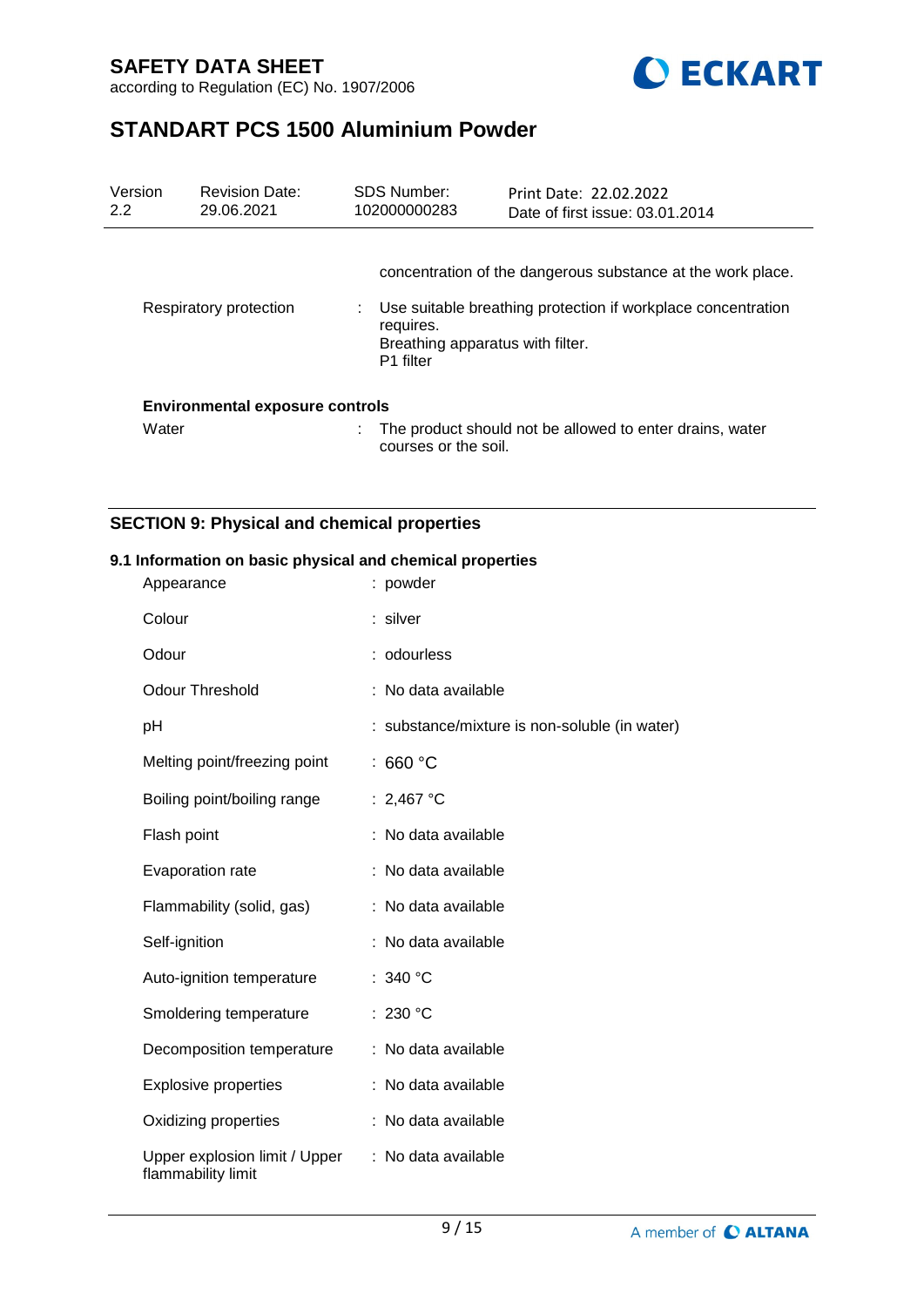| | | |
|---|---|---|
| | | concentration of the dangerous substance at the work place. |
| Respiratory protection | : | Use suitable breathing protection if workplace concentration requires.<br>Breathing apparatus with filter.<br>P1 filter |

**Environmental exposure controls**

| | | |
|---|---|---|
| Water | : | The product should not be allowed to enter drains, water courses or the soil. |

## SECTION 9: Physical and chemical properties

### 9.1 Information on basic physical and chemical properties

| | |
|---|---|
| Appearance | : powder |
| Colour | : silver |
| Odour | : odourless |
| Odour Threshold | : No data available |
| pH | : substance/mixture is non-soluble (in water) |
| Melting point/freezing point | : 660 °C |
| Boiling point/boiling range | : 2,467 °C |
| Flash point | : No data available |
| Evaporation rate | : No data available |
| Flammability (solid, gas) | : No data available |
| Self-ignition | : No data available |
| Auto-ignition temperature | : 340 °C |
| Smoldering temperature | : 230 °C |
| Decomposition temperature | : No data available |
| Explosive properties | : No data available |
| Oxidizing properties | : No data available |
| Upper explosion limit / Upper flammability limit | : No data available |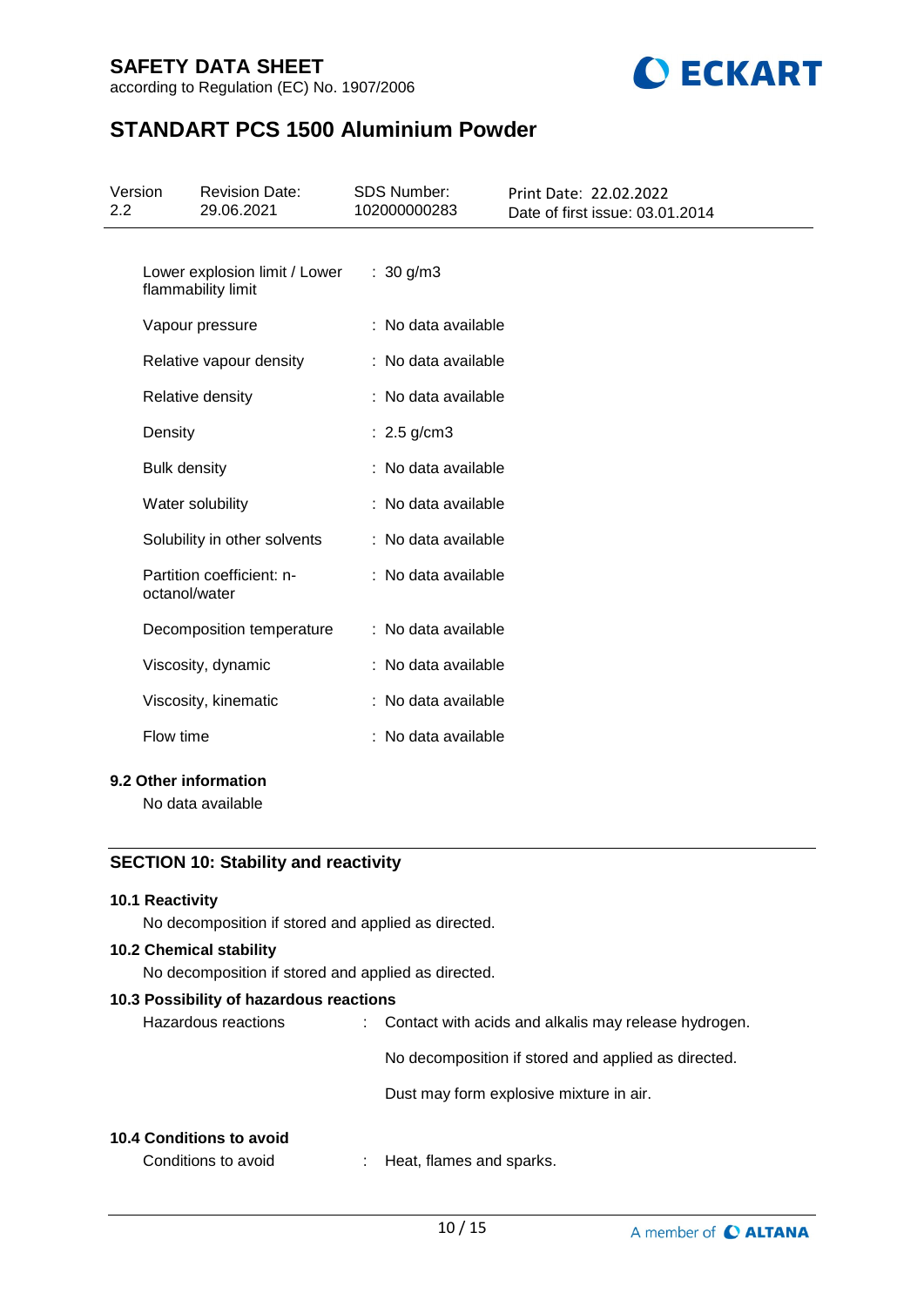| | |
|---|---|
| Lower explosion limit / Lower flammability limit | : 30 g/m3 |
| Vapour pressure | : No data available |
| Relative vapour density | : No data available |
| Relative density | : No data available |
| Density | : 2.5 g/cm3 |
| Bulk density | : No data available |
| Water solubility | : No data available |
| Solubility in other solvents | : No data available |
| Partition coefficient: n-octanol/water | : No data available |
| Decomposition temperature | : No data available |
| Viscosity, dynamic | : No data available |
| Viscosity, kinematic | : No data available |
| Flow time | : No data available |

### 9.2 Other information

No data available

## SECTION 10: Stability and reactivity

### 10.1 Reactivity

No decomposition if stored and applied as directed.

### 10.2 Chemical stability

No decomposition if stored and applied as directed.

### 10.3 Possibility of hazardous reactions

| | |
|---|---|
| Hazardous reactions | : Contact with acids and alkalis may release hydrogen. |
| | No decomposition if stored and applied as directed. |
| | Dust may form explosive mixture in air. |

### 10.4 Conditions to avoid

| | |
|---|---|
| Conditions to avoid | : Heat, flames and sparks. |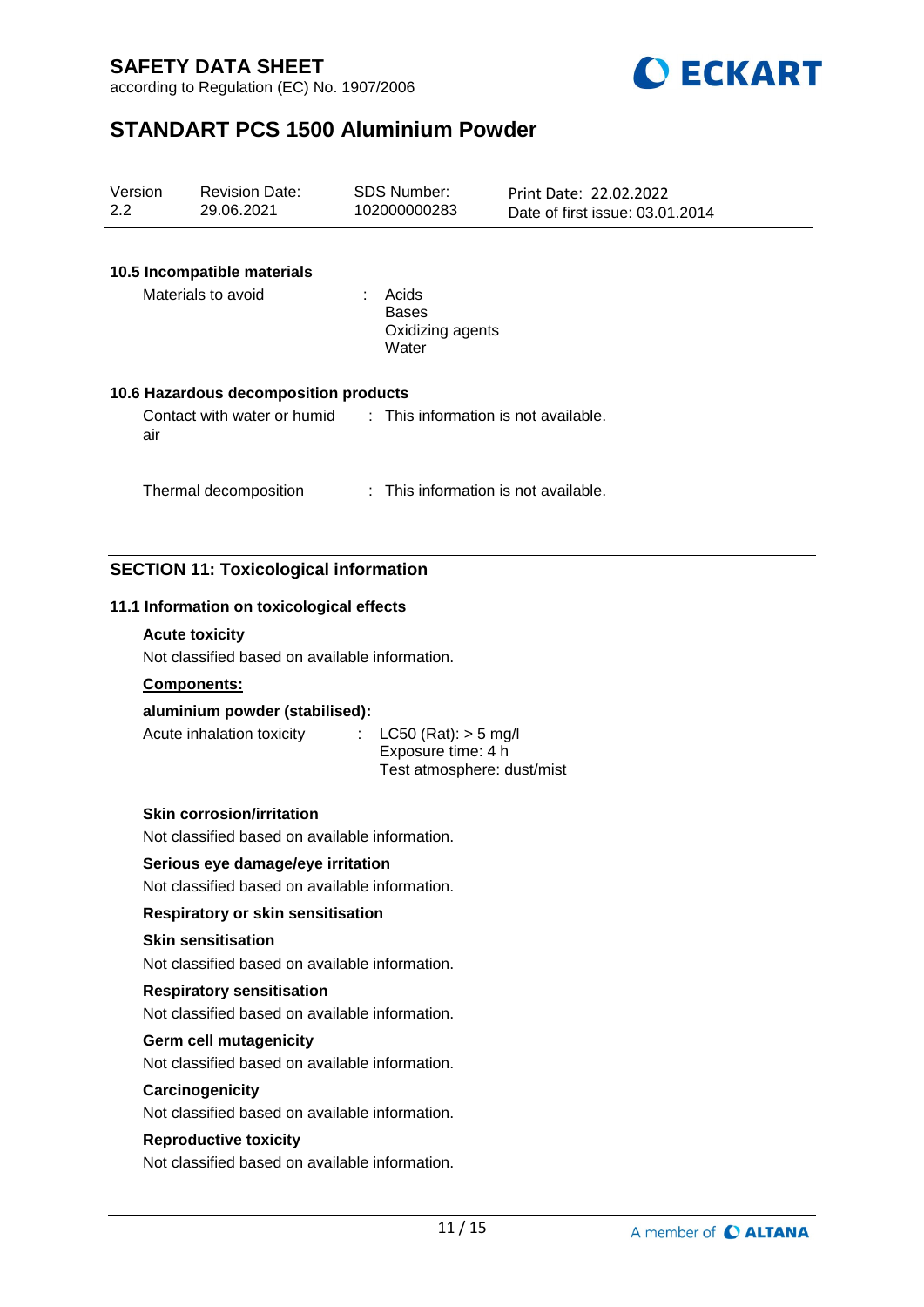**10.5 Incompatible materials**

| | | |
|---|---|---|
| Materials to avoid | : | Acids<br>Bases<br>Oxidizing agents<br>Water |

**10.6 Hazardous decomposition products**

| | | |
|---|---|---|
| Contact with water or humid air | : | This information is not available. |
| Thermal decomposition | : | This information is not available. |

## SECTION 11: Toxicological information

**11.1 Information on toxicological effects**

**Acute toxicity**

Not classified based on available information.

**Components:**

**aluminium powder (stabilised):**

| | | |
|---|---|---|
| Acute inhalation toxicity | : | LC50 (Rat): > 5 mg/l<br>Exposure time: 4 h<br>Test atmosphere: dust/mist |

**Skin corrosion/irritation**

Not classified based on available information.

**Serious eye damage/eye irritation**

Not classified based on available information.

**Respiratory or skin sensitisation**

**Skin sensitisation**

Not classified based on available information.

**Respiratory sensitisation**

Not classified based on available information.

**Germ cell mutagenicity**

Not classified based on available information.

**Carcinogenicity**

Not classified based on available information.

**Reproductive toxicity**

Not classified based on available information.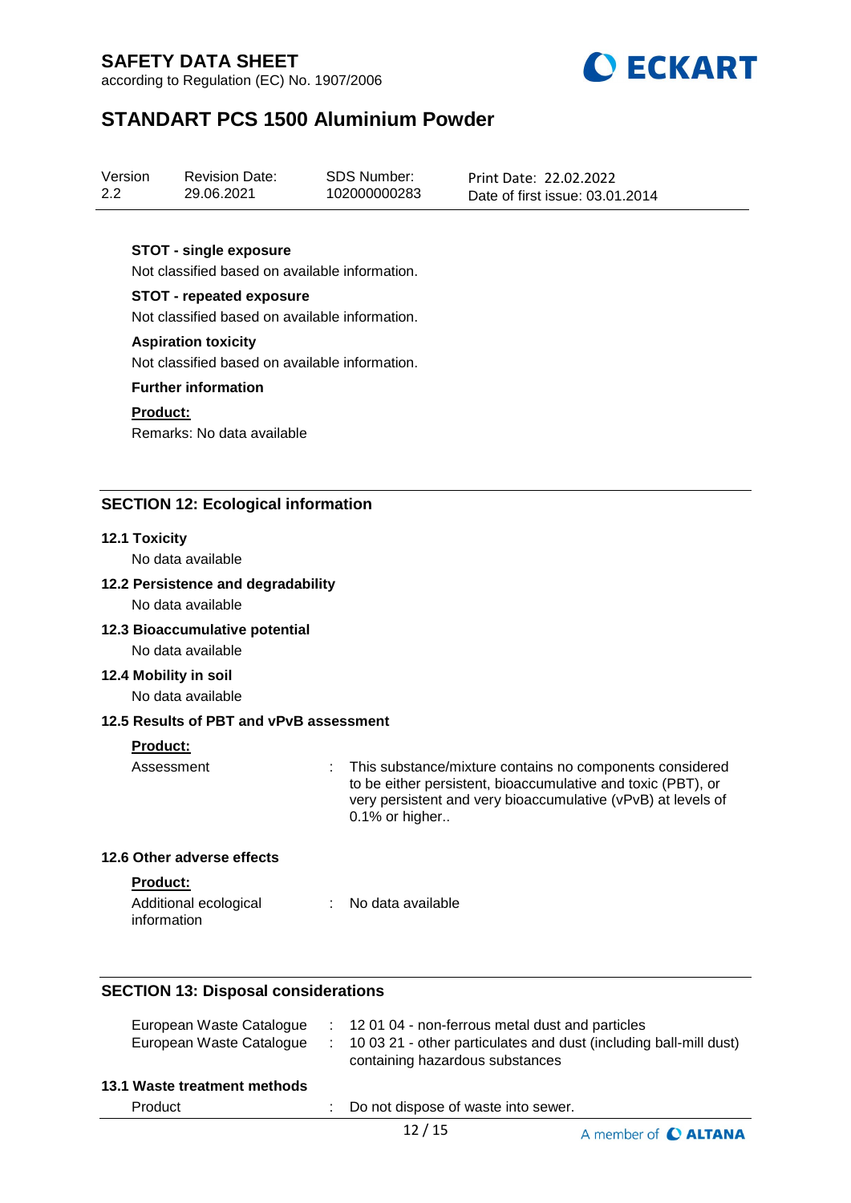**STOT - single exposure**

Not classified based on available information.

**STOT - repeated exposure**

Not classified based on available information.

**Aspiration toxicity**

Not classified based on available information.

**Further information**

**Product:**

Remarks: No data available

## SECTION 12: Ecological information

### 12.1 Toxicity

No data available

### 12.2 Persistence and degradability

No data available

### 12.3 Bioaccumulative potential

No data available

### 12.4 Mobility in soil

No data available

### 12.5 Results of PBT and vPvB assessment

**Product:**

| | | |
|---|---|---|
| Assessment | : | This substance/mixture contains no components considered to be either persistent, bioaccumulative and toxic (PBT), or very persistent and very bioaccumulative (vPvB) at levels of 0.1% or higher.. |

### 12.6 Other adverse effects

**Product:**

| | | |
|---|---|---|
| Additional ecological information | : | No data available |

## SECTION 13: Disposal considerations

| | | |
|---|---|---|
| European Waste Catalogue | : | 12 01 04 - non-ferrous metal dust and particles |
| European Waste Catalogue | : | 10 03 21 - other particulates and dust (including ball-mill dust) containing hazardous substances |

### 13.1 Waste treatment methods

| | | |
|---|---|---|
| Product | : | Do not dispose of waste into sewer. |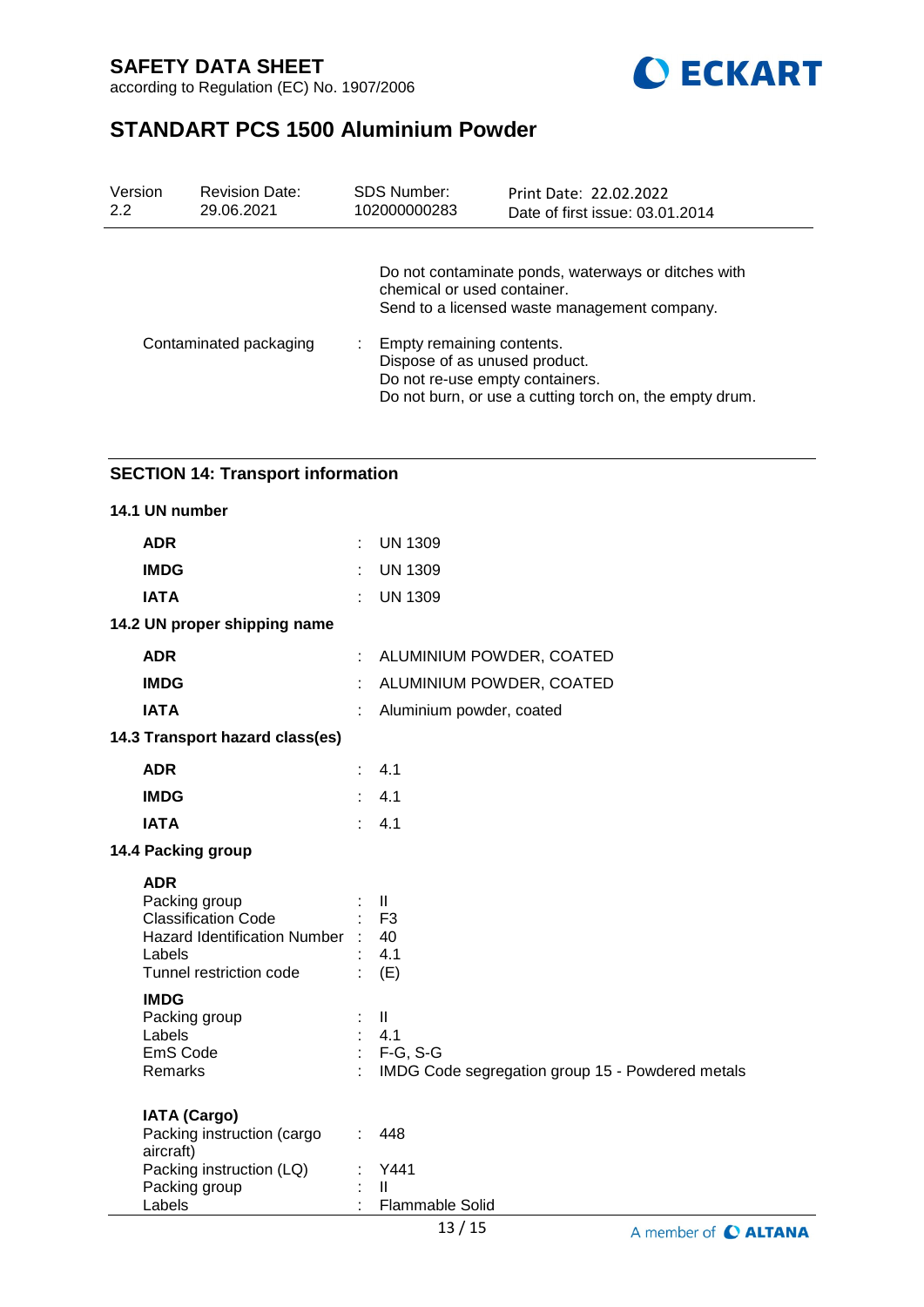|  |  |  |
|---|---|---|
|  |  | Do not contaminate ponds, waterways or ditches with chemical or used container.<br>Send to a licensed waste management company. |
| Contaminated packaging | : | Empty remaining contents.<br>Dispose of as unused product.<br>Do not re-use empty containers.<br>Do not burn, or use a cutting torch on, the empty drum. |

## SECTION 14: Transport information

### 14.1 UN number

| | | |
|---|---|---|
| **ADR** | : | UN 1309 |
| **IMDG** | : | UN 1309 |
| **IATA** | : | UN 1309 |

### 14.2 UN proper shipping name

| | | |
|---|---|---|
| **ADR** | : | ALUMINIUM POWDER, COATED |
| **IMDG** | : | ALUMINIUM POWDER, COATED |
| **IATA** | : | Aluminium powder, coated |

### 14.3 Transport hazard class(es)

| | | |
|---|---|---|
| **ADR** | : | 4.1 |
| **IMDG** | : | 4.1 |
| **IATA** | : | 4.1 |

### 14.4 Packing group

**ADR**

| | | |
|---|---|---|
| Packing group | : | II |
| Classification Code | : | F3 |
| Hazard Identification Number | : | 40 |
| Labels | : | 4.1 |
| Tunnel restriction code | : | (E) |

**IMDG**

| | | |
|---|---|---|
| Packing group | : | II |
| Labels | : | 4.1 |
| EmS Code | : | F-G, S-G |
| Remarks | : | IMDG Code segregation group 15 - Powdered metals |

**IATA (Cargo)**

| | | |
|---|---|---|
| Packing instruction (cargo aircraft) | : | 448 |
| Packing instruction (LQ) | : | Y441 |
| Packing group | : | II |
| Labels | : | Flammable Solid |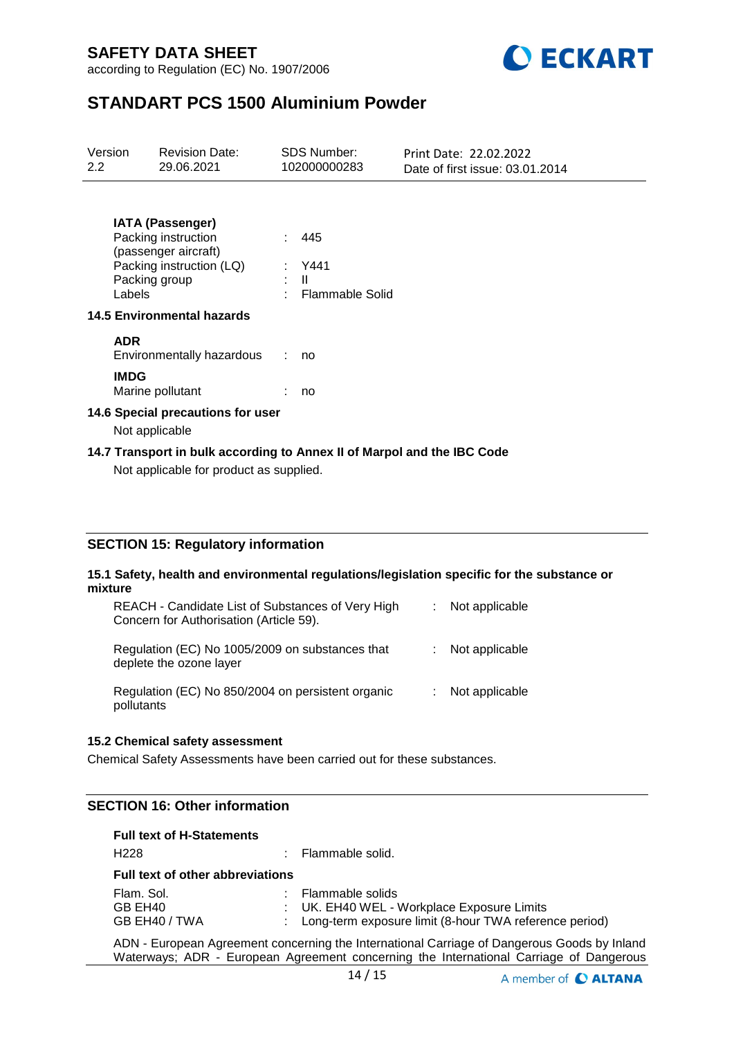**IATA (Passenger)**

| | | |
|---|---|---|
| Packing instruction (passenger aircraft) | : | 445 |
| Packing instruction (LQ) | : | Y441 |
| Packing group | : | II |
| Labels | : | Flammable Solid |

**14.5 Environmental hazards**

**ADR**

| | | |
|---|---|---|
| Environmentally hazardous | : | no |

**IMDG**

| | | |
|---|---|---|
| Marine pollutant | : | no |

**14.6 Special precautions for user**

Not applicable

**14.7 Transport in bulk according to Annex II of Marpol and the IBC Code**

Not applicable for product as supplied.

## SECTION 15: Regulatory information

**15.1 Safety, health and environmental regulations/legislation specific for the substance or mixture**

| | | |
|---|---|---|
| REACH - Candidate List of Substances of Very High Concern for Authorisation (Article 59). | : | Not applicable |
| Regulation (EC) No 1005/2009 on substances that deplete the ozone layer | : | Not applicable |
| Regulation (EC) No 850/2004 on persistent organic pollutants | : | Not applicable |

**15.2 Chemical safety assessment**

Chemical Safety Assessments have been carried out for these substances.

## SECTION 16: Other information

**Full text of H-Statements**

| | | |
|---|---|---|
| H228 | : | Flammable solid. |

**Full text of other abbreviations**

| | | |
|---|---|---|
| Flam. Sol. | : | Flammable solids |
| GB EH40 | : | UK. EH40 WEL - Workplace Exposure Limits |
| GB EH40 / TWA | : | Long-term exposure limit (8-hour TWA reference period) |

ADN - European Agreement concerning the International Carriage of Dangerous Goods by Inland Waterways; ADR - European Agreement concerning the International Carriage of Dangerous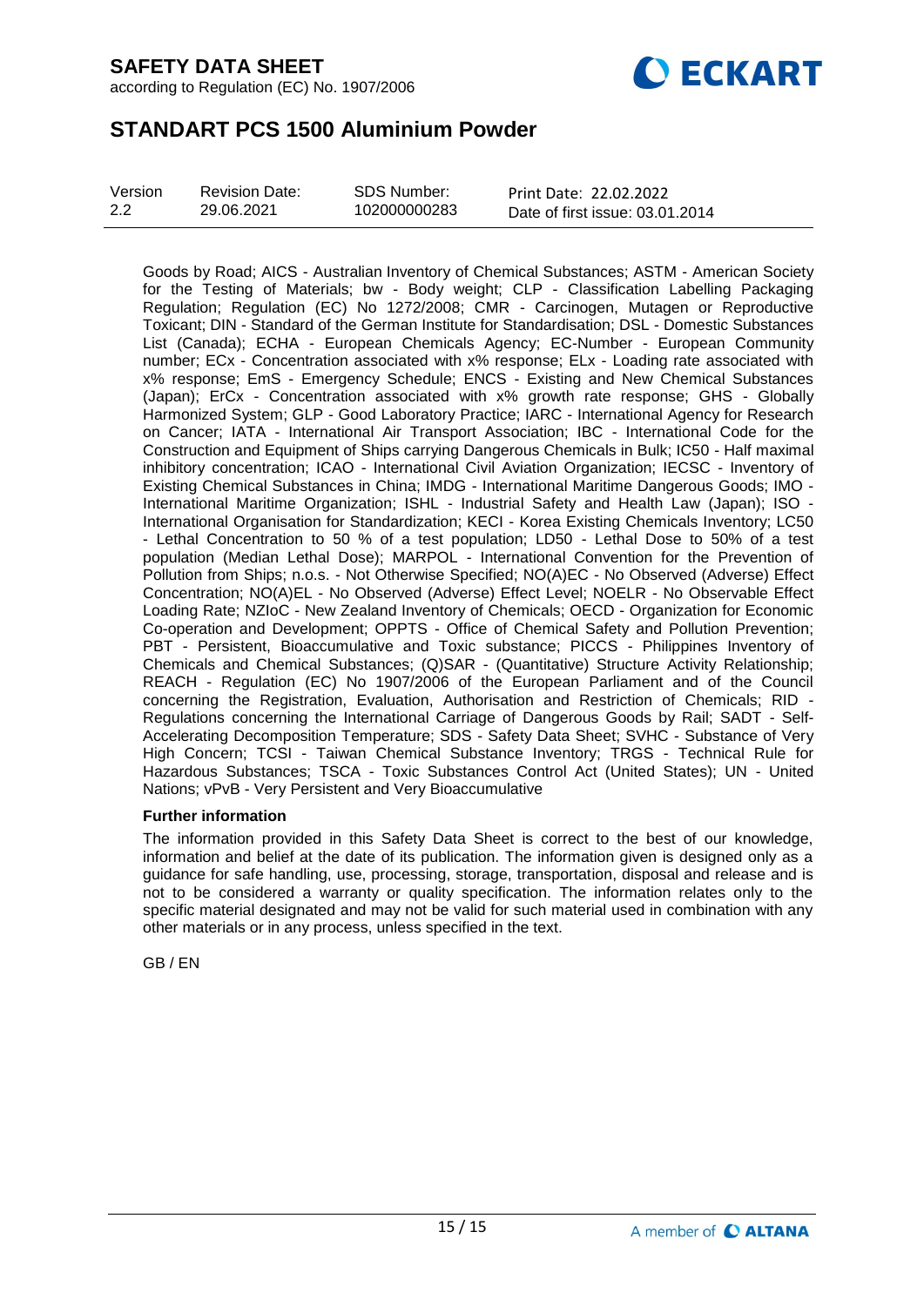Goods by Road; AICS - Australian Inventory of Chemical Substances; ASTM - American Society for the Testing of Materials; bw - Body weight; CLP - Classification Labelling Packaging Regulation; Regulation (EC) No 1272/2008; CMR - Carcinogen, Mutagen or Reproductive Toxicant; DIN - Standard of the German Institute for Standardisation; DSL - Domestic Substances List (Canada); ECHA - European Chemicals Agency; EC-Number - European Community number; ECx - Concentration associated with x% response; ELx - Loading rate associated with x% response; EmS - Emergency Schedule; ENCS - Existing and New Chemical Substances (Japan); ErCx - Concentration associated with x% growth rate response; GHS - Globally Harmonized System; GLP - Good Laboratory Practice; IARC - International Agency for Research on Cancer; IATA - International Air Transport Association; IBC - International Code for the Construction and Equipment of Ships carrying Dangerous Chemicals in Bulk; IC50 - Half maximal inhibitory concentration; ICAO - International Civil Aviation Organization; IECSC - Inventory of Existing Chemical Substances in China; IMDG - International Maritime Dangerous Goods; IMO - International Maritime Organization; ISHL - Industrial Safety and Health Law (Japan); ISO - International Organisation for Standardization; KECI - Korea Existing Chemicals Inventory; LC50 - Lethal Concentration to 50 % of a test population; LD50 - Lethal Dose to 50% of a test population (Median Lethal Dose); MARPOL - International Convention for the Prevention of Pollution from Ships; n.o.s. - Not Otherwise Specified; NO(A)EC - No Observed (Adverse) Effect Concentration; NO(A)EL - No Observed (Adverse) Effect Level; NOELR - No Observable Effect Loading Rate; NZIoC - New Zealand Inventory of Chemicals; OECD - Organization for Economic Co-operation and Development; OPPTS - Office of Chemical Safety and Pollution Prevention; PBT - Persistent, Bioaccumulative and Toxic substance; PICCS - Philippines Inventory of Chemicals and Chemical Substances; (Q)SAR - (Quantitative) Structure Activity Relationship; REACH - Regulation (EC) No 1907/2006 of the European Parliament and of the Council concerning the Registration, Evaluation, Authorisation and Restriction of Chemicals; RID - Regulations concerning the International Carriage of Dangerous Goods by Rail; SADT - Self-Accelerating Decomposition Temperature; SDS - Safety Data Sheet; SVHC - Substance of Very High Concern; TCSI - Taiwan Chemical Substance Inventory; TRGS - Technical Rule for Hazardous Substances; TSCA - Toxic Substances Control Act (United States); UN - United Nations; vPvB - Very Persistent and Very Bioaccumulative

**Further information**

The information provided in this Safety Data Sheet is correct to the best of our knowledge, information and belief at the date of its publication. The information given is designed only as a guidance for safe handling, use, processing, storage, transportation, disposal and release and is not to be considered a warranty or quality specification. The information relates only to the specific material designated and may not be valid for such material used in combination with any other materials or in any process, unless specified in the text.

GB / EN